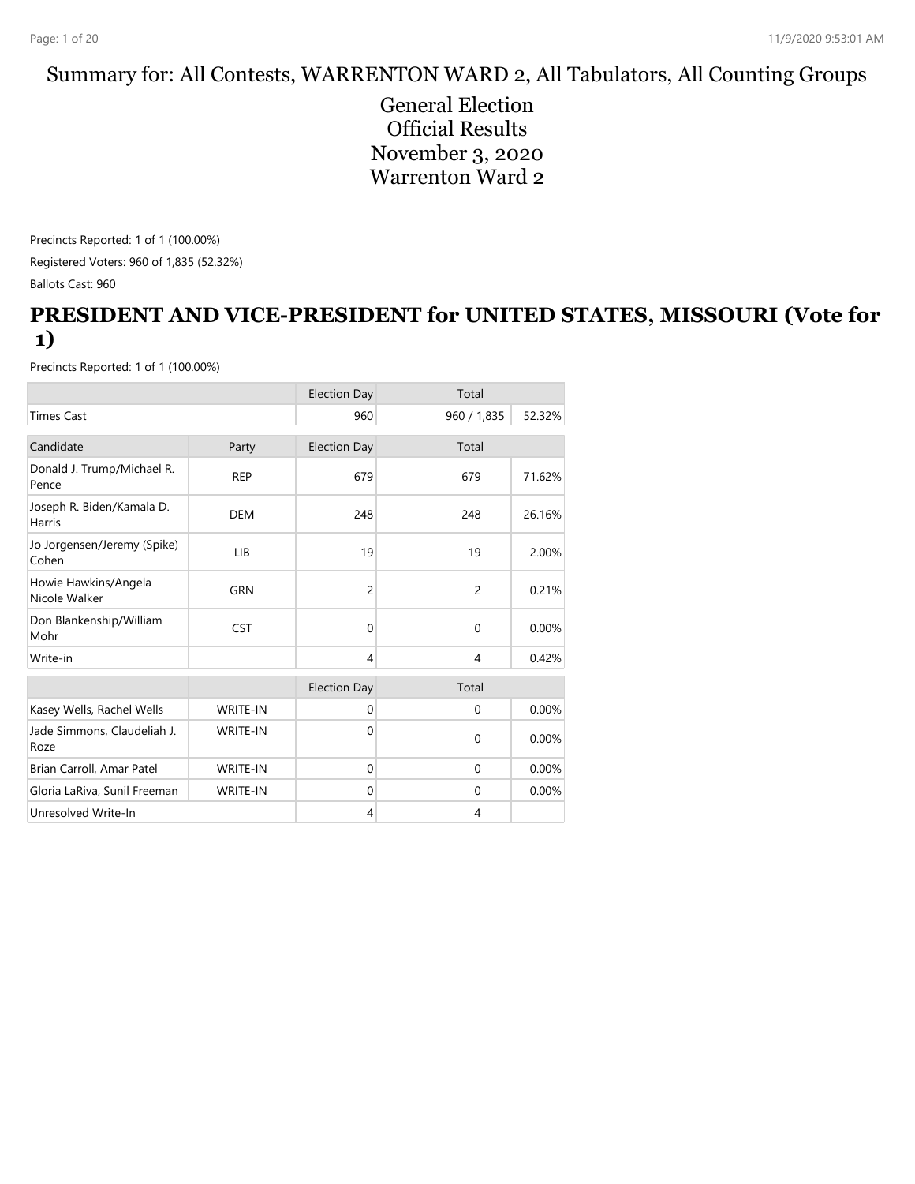Summary for: All Contests, WARRENTON WARD 2, All Tabulators, All Counting Groups

General Election
Official Results
November 3, 2020
Warrenton Ward 2

Precincts Reported: 1 of 1 (100.00%)

Registered Voters: 960 of 1,835 (52.32%)

Ballots Cast: 960

## PRESIDENT AND VICE-PRESIDENT for UNITED STATES, MISSOURI (Vote for 1)

Precincts Reported: 1 of 1 (100.00%)

| | | Election Day | Total | |
|---|---|---|---|---|
| Times Cast | | 960 | 960 / 1,835 | 52.32% |

| Candidate | Party | Election Day | Total | |
|---|---|---|---|---|
| Donald J. Trump/Michael R. Pence | REP | 679 | 679 | 71.62% |
| Joseph R. Biden/Kamala D. Harris | DEM | 248 | 248 | 26.16% |
| Jo Jorgensen/Jeremy (Spike) Cohen | LIB | 19 | 19 | 2.00% |
| Howie Hawkins/Angela Nicole Walker | GRN | 2 | 2 | 0.21% |
| Don Blankenship/William Mohr | CST | 0 | 0 | 0.00% |
| Write-in | | 4 | 4 | 0.42% |

| | | Election Day | Total | |
|---|---|---|---|---|
| Kasey Wells, Rachel Wells | WRITE-IN | 0 | 0 | 0.00% |
| Jade Simmons, Claudeliah J. Roze | WRITE-IN | 0 | 0 | 0.00% |
| Brian Carroll, Amar Patel | WRITE-IN | 0 | 0 | 0.00% |
| Gloria LaRiva, Sunil Freeman | WRITE-IN | 0 | 0 | 0.00% |
| Unresolved Write-In | | 4 | 4 | |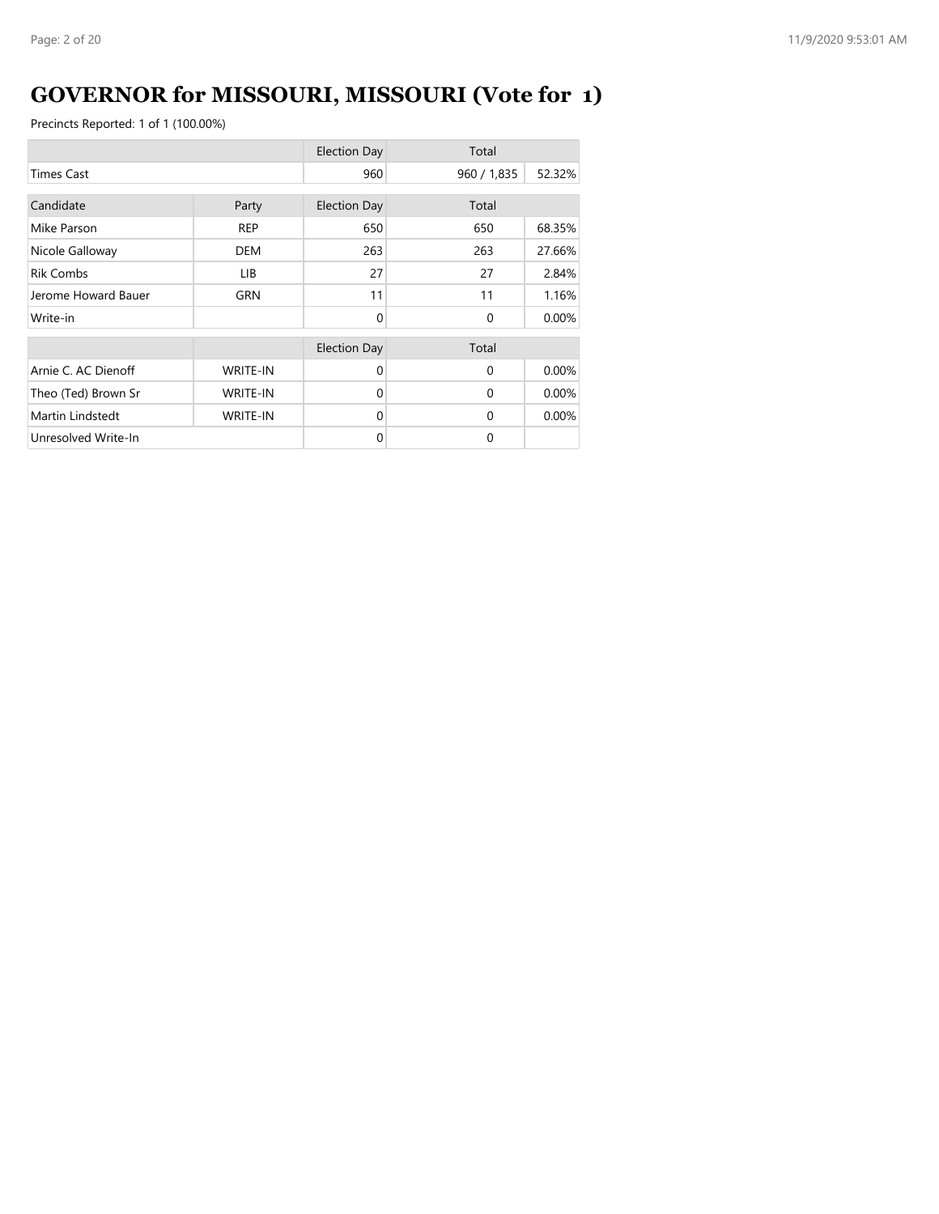# GOVERNOR for MISSOURI, MISSOURI (Vote for 1)

Precincts Reported: 1 of 1 (100.00%)

| | | Election Day | Total | |
|---|---|---|---|---|
| Times Cast | | 960 | 960 / 1,835 | 52.32% |
| **Candidate** | **Party** | **Election Day** | **Total** | |
| Mike Parson | REP | 650 | 650 | 68.35% |
| Nicole Galloway | DEM | 263 | 263 | 27.66% |
| Rik Combs | LIB | 27 | 27 | 2.84% |
| Jerome Howard Bauer | GRN | 11 | 11 | 1.16% |
| Write-in | | 0 | 0 | 0.00% |

| | | Election Day | Total | |
|---|---|---|---|---|
| Arnie C. AC Dienoff | WRITE-IN | 0 | 0 | 0.00% |
| Theo (Ted) Brown Sr | WRITE-IN | 0 | 0 | 0.00% |
| Martin Lindstedt | WRITE-IN | 0 | 0 | 0.00% |
| Unresolved Write-In | | 0 | 0 | |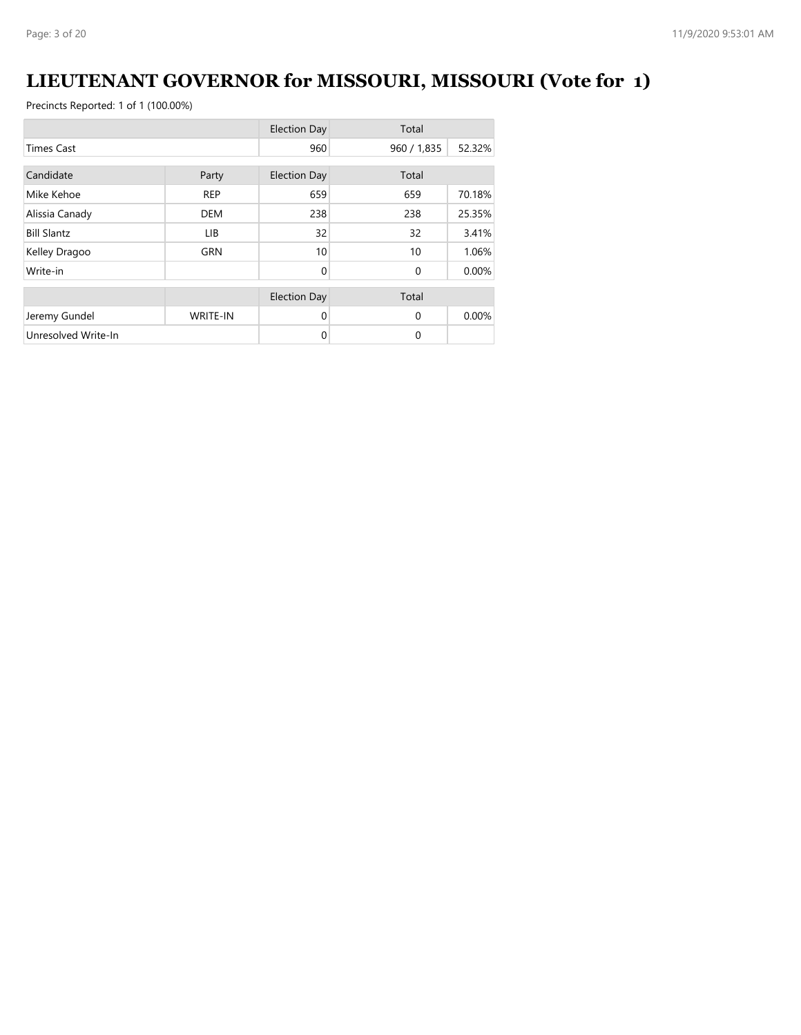# LIEUTENANT GOVERNOR for MISSOURI, MISSOURI (Vote for 1)

Precincts Reported: 1 of 1 (100.00%)

| | | Election Day | Total | |
|---|---|---|---|---|
| Times Cast | | 960 | 960 / 1,835 | 52.32% |

| Candidate | Party | Election Day | Total | |
|---|---|---|---|---|
| Mike Kehoe | REP | 659 | 659 | 70.18% |
| Alissia Canady | DEM | 238 | 238 | 25.35% |
| Bill Slantz | LIB | 32 | 32 | 3.41% |
| Kelley Dragoo | GRN | 10 | 10 | 1.06% |
| Write-in | | 0 | 0 | 0.00% |

| | | Election Day | Total | |
|---|---|---|---|---|
| Jeremy Gundel | WRITE-IN | 0 | 0 | 0.00% |
| Unresolved Write-In | | 0 | 0 | |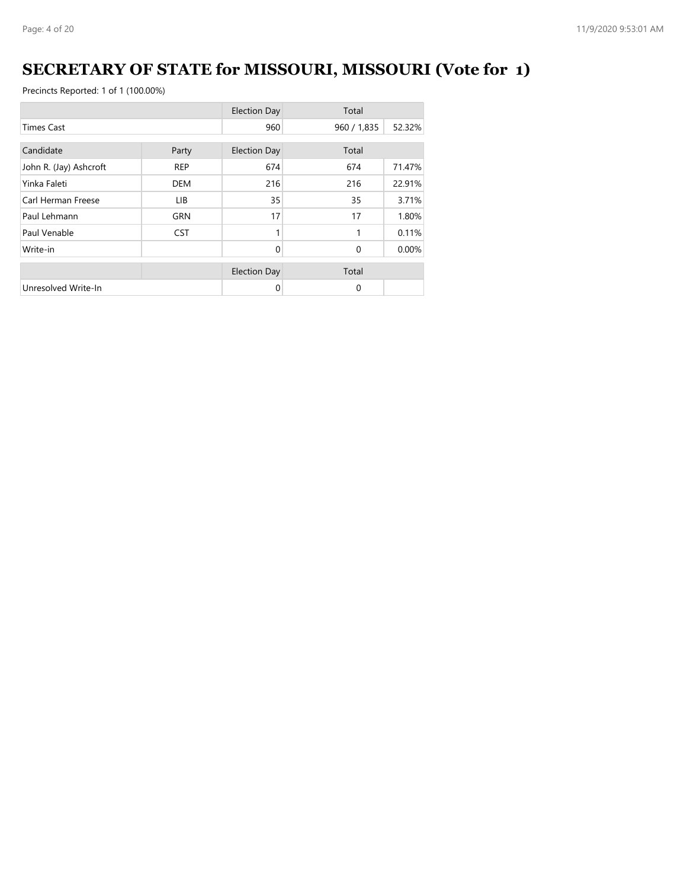# SECRETARY OF STATE for MISSOURI, MISSOURI (Vote for 1)

Precincts Reported: 1 of 1 (100.00%)

| | | Election Day | Total | |
|---|---|---|---|---|
| Times Cast | | 960 | 960 / 1,835 | 52.32% |

| Candidate | Party | Election Day | Total | |
|---|---|---|---|---|
| John R. (Jay) Ashcroft | REP | 674 | 674 | 71.47% |
| Yinka Faleti | DEM | 216 | 216 | 22.91% |
| Carl Herman Freese | LIB | 35 | 35 | 3.71% |
| Paul Lehmann | GRN | 17 | 17 | 1.80% |
| Paul Venable | CST | 1 | 1 | 0.11% |
| Write-in | | 0 | 0 | 0.00% |

| | | Election Day | Total | |
|---|---|---|---|---|
| Unresolved Write-In | | 0 | 0 | |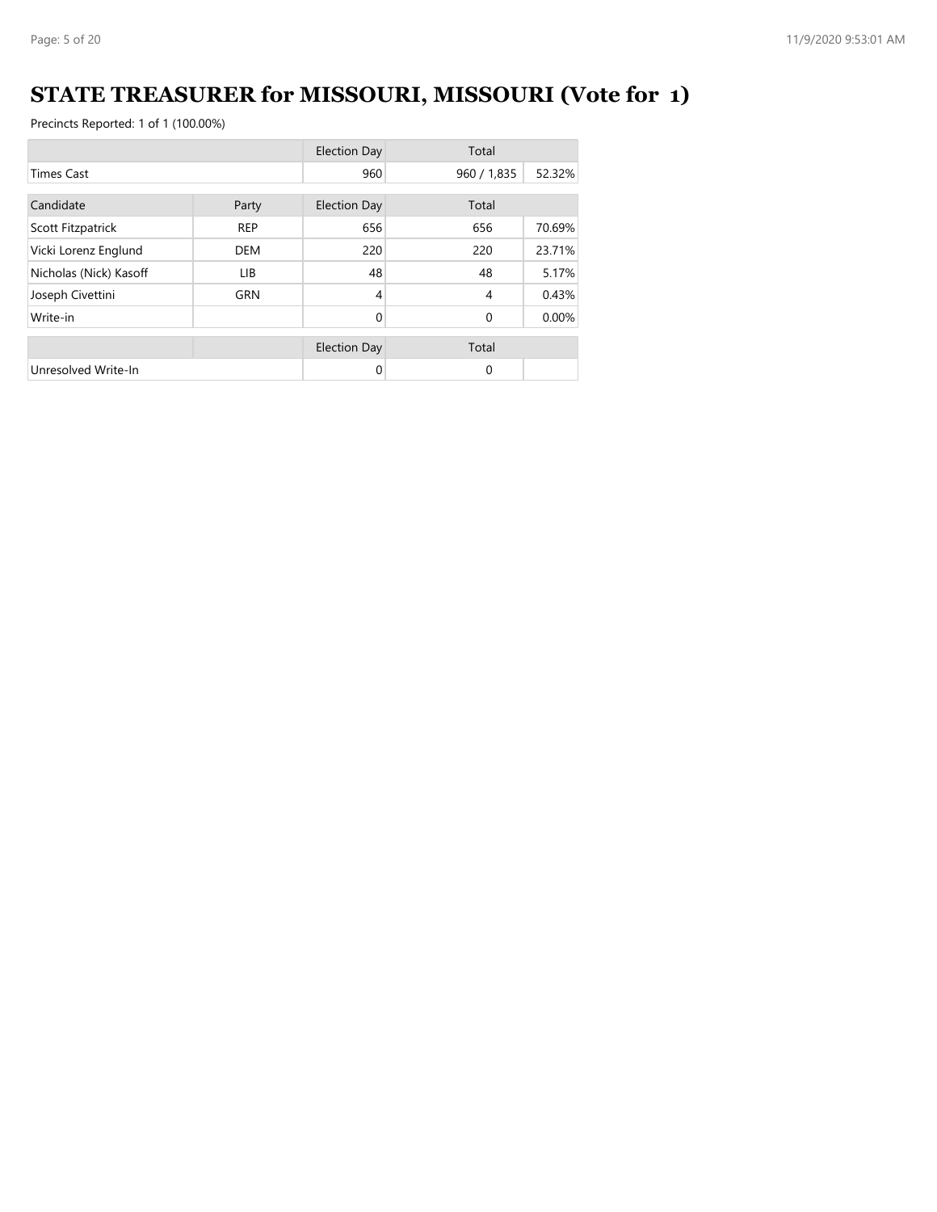# STATE TREASURER for MISSOURI, MISSOURI (Vote for 1)

Precincts Reported: 1 of 1 (100.00%)

| | | Election Day | Total | |
|---|---|---|---|---|
| Times Cast | | 960 | 960 / 1,835 | 52.32% |

| Candidate | Party | Election Day | Total | |
|---|---|---|---|---|
| Scott Fitzpatrick | REP | 656 | 656 | 70.69% |
| Vicki Lorenz Englund | DEM | 220 | 220 | 23.71% |
| Nicholas (Nick) Kasoff | LIB | 48 | 48 | 5.17% |
| Joseph Civettini | GRN | 4 | 4 | 0.43% |
| Write-in | | 0 | 0 | 0.00% |

| | | Election Day | Total | |
|---|---|---|---|---|
| Unresolved Write-In | | 0 | 0 | |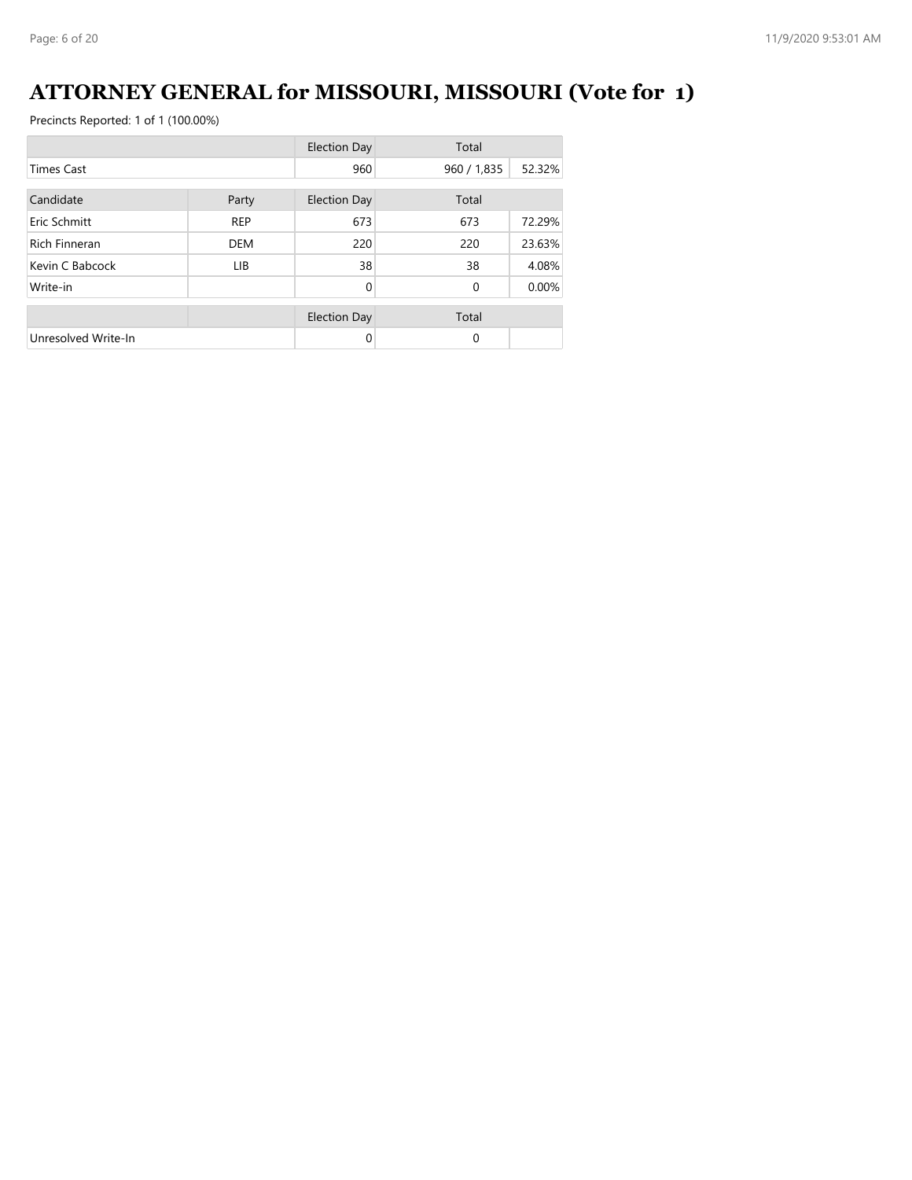# ATTORNEY GENERAL for MISSOURI, MISSOURI (Vote for 1)

Precincts Reported: 1 of 1 (100.00%)

| | | Election Day | Total | |
|---|---|---|---|---|
| Times Cast | | 960 | 960 / 1,835 | 52.32% |

| Candidate | Party | Election Day | Total | |
|---|---|---|---|---|
| Eric Schmitt | REP | 673 | 673 | 72.29% |
| Rich Finneran | DEM | 220 | 220 | 23.63% |
| Kevin C Babcock | LIB | 38 | 38 | 4.08% |
| Write-in | | 0 | 0 | 0.00% |

| | | Election Day | Total | |
|---|---|---|---|---|
| Unresolved Write-In | | 0 | 0 | |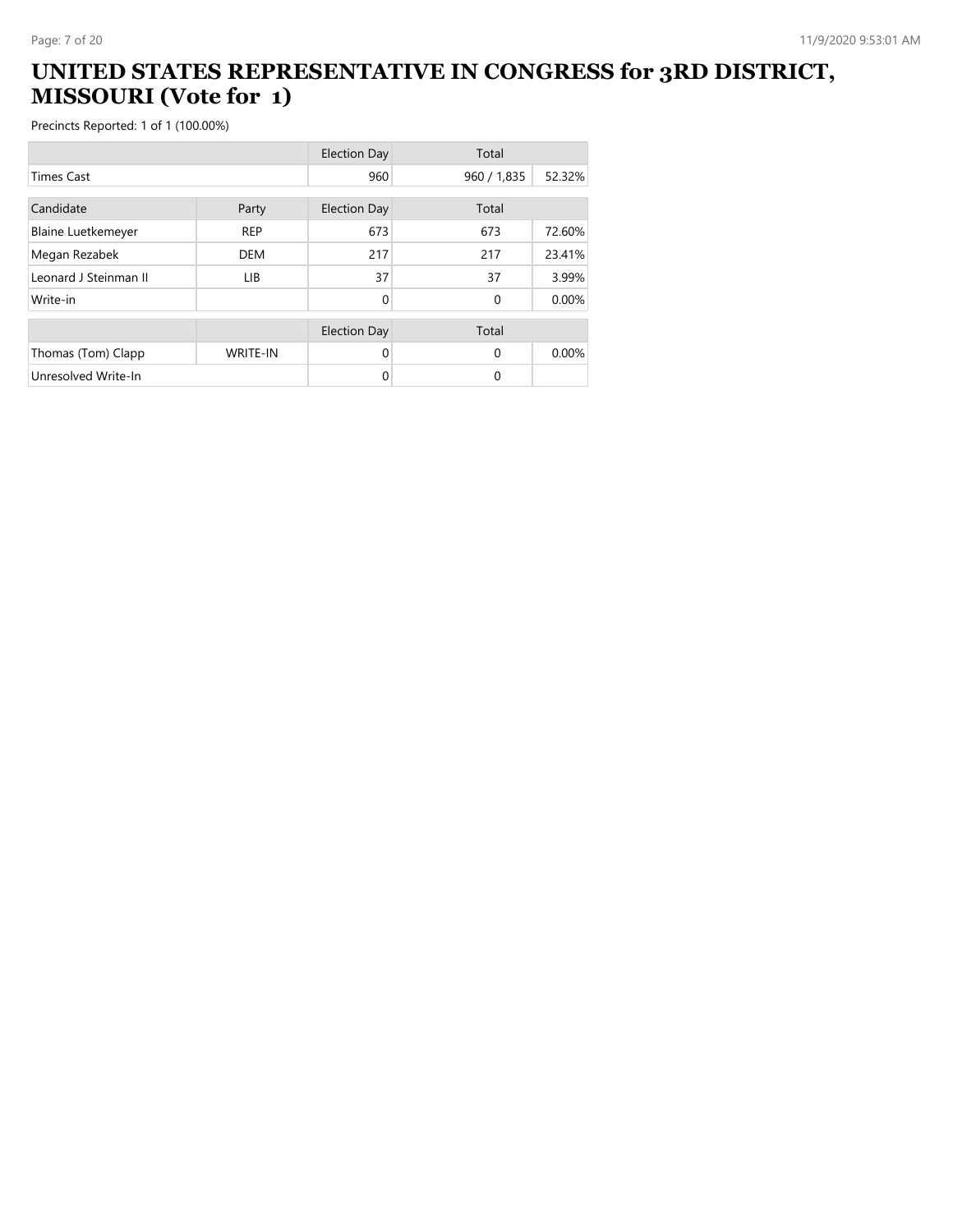# UNITED STATES REPRESENTATIVE IN CONGRESS for 3RD DISTRICT, MISSOURI (Vote for 1)

Precincts Reported: 1 of 1 (100.00%)

| | | Election Day | Total | |
|---|---|---|---|---|
| Times Cast | | 960 | 960 / 1,835 | 52.32% |

| Candidate | Party | Election Day | Total | |
|---|---|---|---|---|
| Blaine Luetkemeyer | REP | 673 | 673 | 72.60% |
| Megan Rezabek | DEM | 217 | 217 | 23.41% |
| Leonard J Steinman II | LIB | 37 | 37 | 3.99% |
| Write-in | | 0 | 0 | 0.00% |

| | | Election Day | Total | |
|---|---|---|---|---|
| Thomas (Tom) Clapp | WRITE-IN | 0 | 0 | 0.00% |
| Unresolved Write-In | | 0 | 0 | |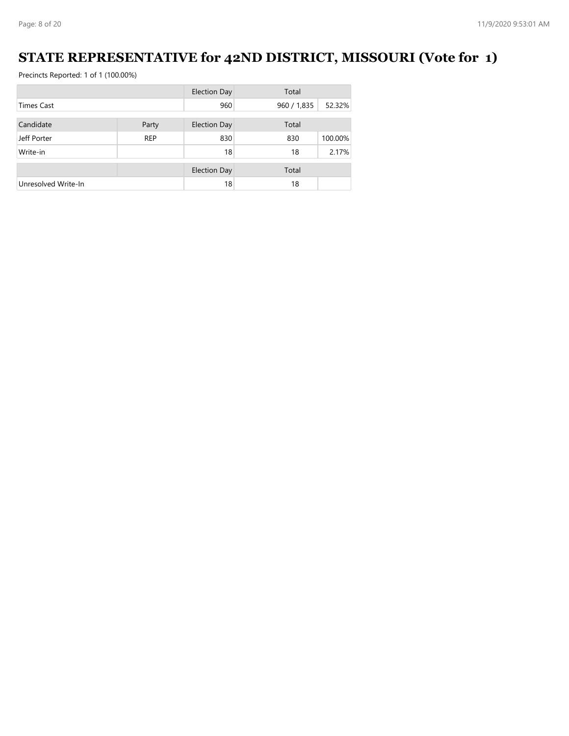# STATE REPRESENTATIVE for 42ND DISTRICT, MISSOURI (Vote for 1)

Precincts Reported: 1 of 1 (100.00%)

| | | Election Day | Total | |
|---|---|---|---|---|
| Times Cast | | 960 | 960 / 1,835 | 52.32% |

| Candidate | Party | Election Day | Total | |
|---|---|---|---|---|
| Jeff Porter | REP | 830 | 830 | 100.00% |
| Write-in | | 18 | 18 | 2.17% |

| | | Election Day | Total | |
|---|---|---|---|---|
| Unresolved Write-In | | 18 | 18 | |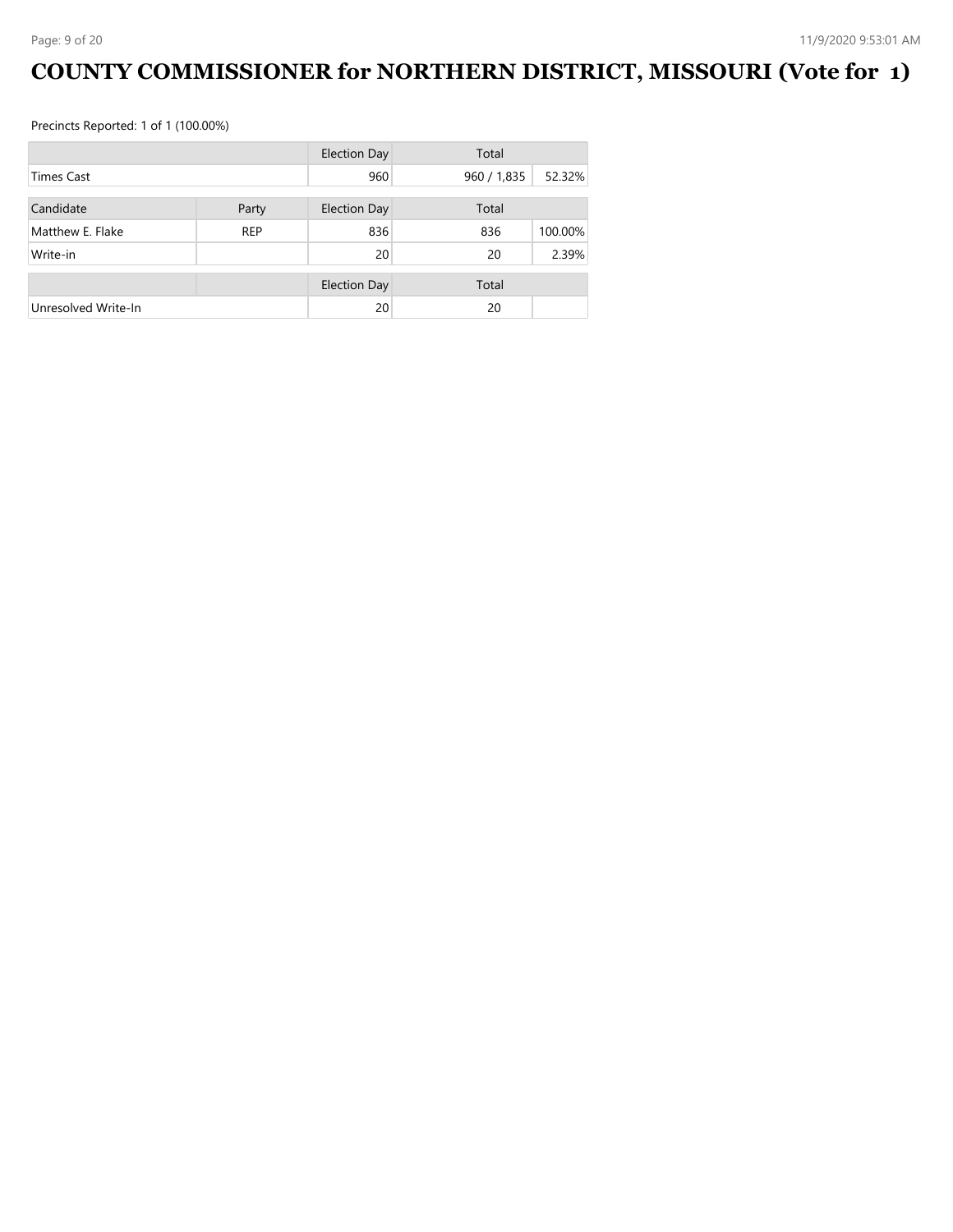# COUNTY COMMISSIONER for NORTHERN DISTRICT, MISSOURI (Vote for 1)

Precincts Reported: 1 of 1 (100.00%)

| | | Election Day | Total | |
|---|---|---|---|---|
| Times Cast | | 960 | 960 / 1,835 | 52.32% |

| Candidate | Party | Election Day | Total | |
|---|---|---|---|---|
| Matthew E. Flake | REP | 836 | 836 | 100.00% |
| Write-in | | 20 | 20 | 2.39% |

| | | Election Day | Total | |
|---|---|---|---|---|
| Unresolved Write-In | | 20 | 20 | |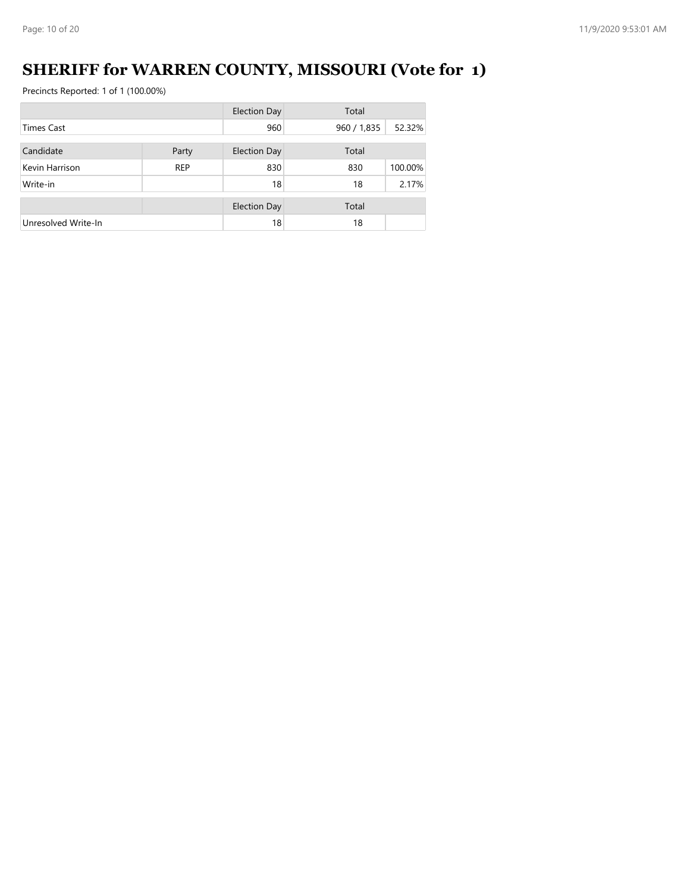# SHERIFF for WARREN COUNTY, MISSOURI (Vote for 1)

Precincts Reported: 1 of 1 (100.00%)

| | | Election Day | Total | |
|---|---|---|---|---|
| Times Cast | | 960 | 960 / 1,835 | 52.32% |

| Candidate | Party | Election Day | Total | |
|---|---|---|---|---|
| Kevin Harrison | REP | 830 | 830 | 100.00% |
| Write-in | | 18 | 18 | 2.17% |

| | | Election Day | Total | |
|---|---|---|---|---|
| Unresolved Write-In | | 18 | 18 | |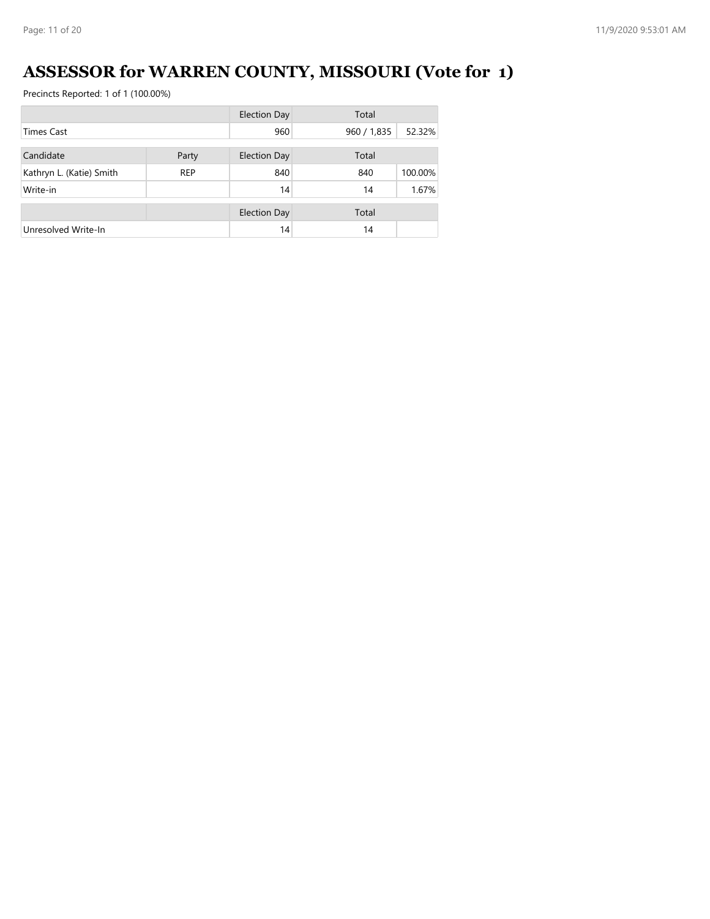# ASSESSOR for WARREN COUNTY, MISSOURI (Vote for 1)

Precincts Reported: 1 of 1 (100.00%)

| | | Election Day | Total | |
|---|---|---|---|---|
| Times Cast | | 960 | 960 / 1,835 | 52.32% |

| Candidate | Party | Election Day | Total | |
|---|---|---|---|---|
| Kathryn L. (Katie) Smith | REP | 840 | 840 | 100.00% |
| Write-in | | 14 | 14 | 1.67% |

| | | Election Day | Total | |
|---|---|---|---|---|
| Unresolved Write-In | | 14 | 14 | |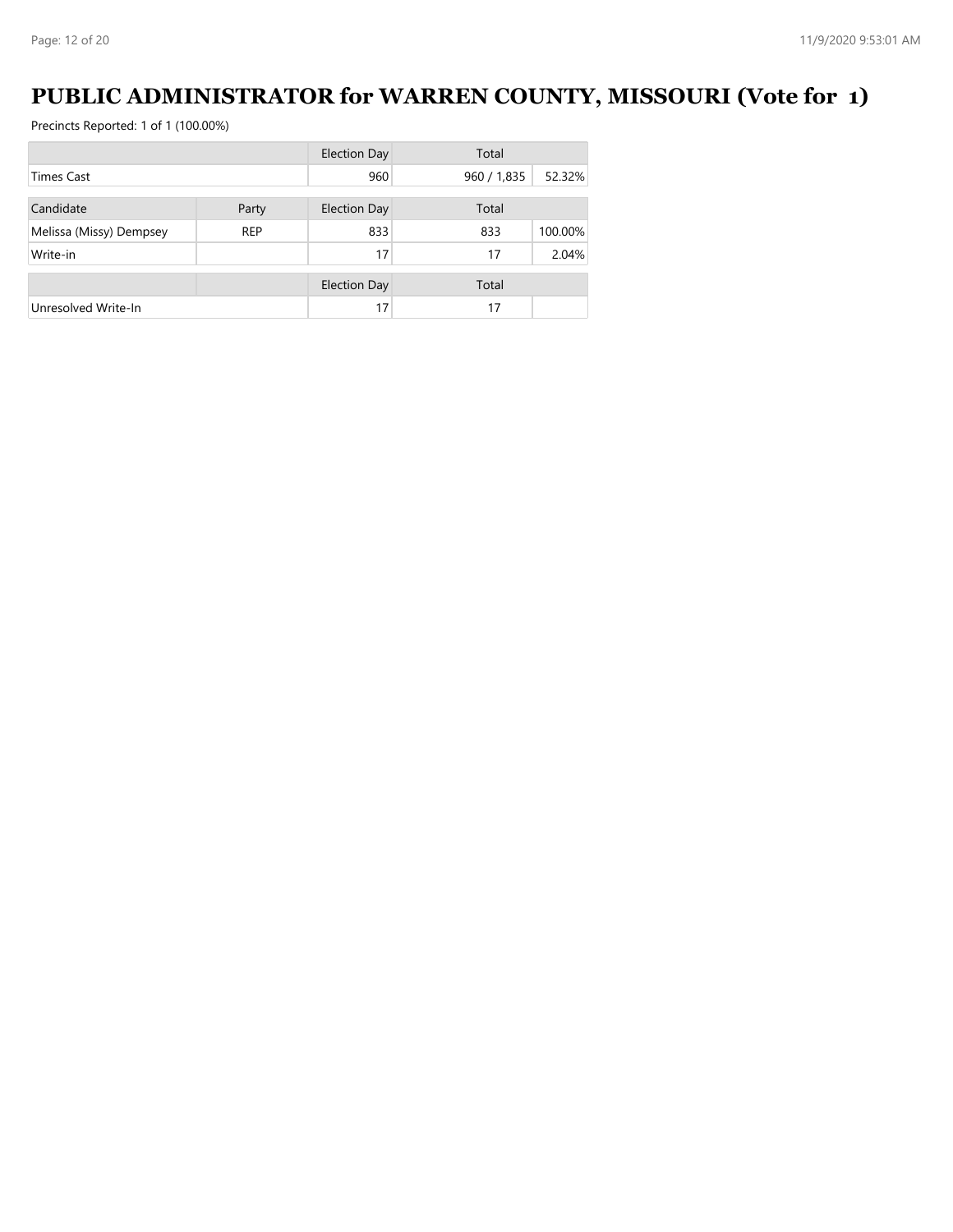# PUBLIC ADMINISTRATOR for WARREN COUNTY, MISSOURI (Vote for 1)

Precincts Reported: 1 of 1 (100.00%)

| | | Election Day | Total | |
|---|---|---|---|---|
| Times Cast | | 960 | 960 / 1,835 | 52.32% |

| Candidate | Party | Election Day | Total | |
|---|---|---|---|---|
| Melissa (Missy) Dempsey | REP | 833 | 833 | 100.00% |
| Write-in | | 17 | 17 | 2.04% |

| | | Election Day | Total | |
|---|---|---|---|---|
| Unresolved Write-In | | 17 | 17 | |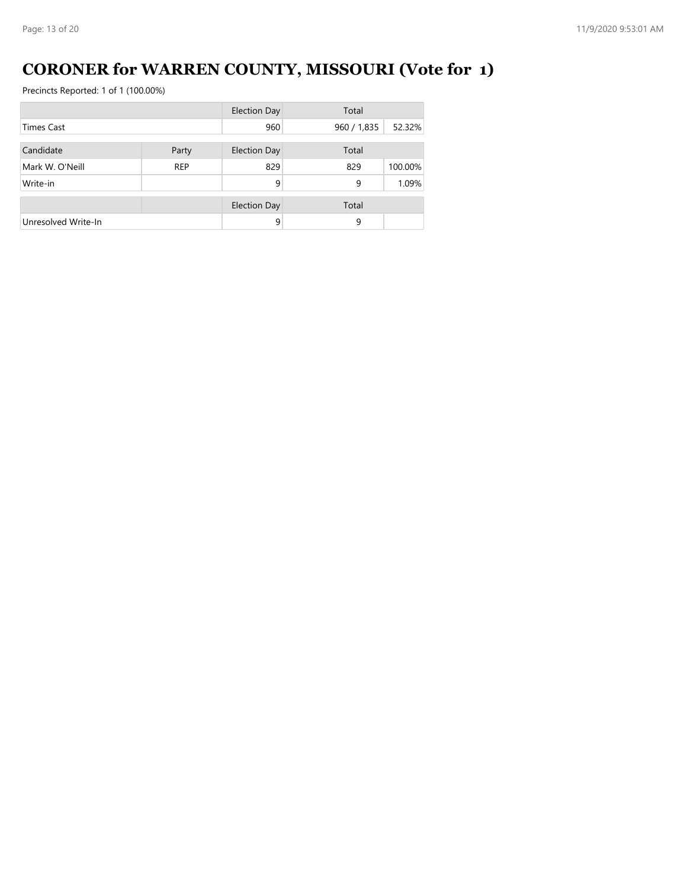# CORONER for WARREN COUNTY, MISSOURI (Vote for 1)

Precincts Reported: 1 of 1 (100.00%)

| | | Election Day | Total | |
|---|---|---|---|---|
| Times Cast | | 960 | 960 / 1,835 | 52.32% |

| Candidate | Party | Election Day | Total | |
|---|---|---|---|---|
| Mark W. O'Neill | REP | 829 | 829 | 100.00% |
| Write-in | | 9 | 9 | 1.09% |

| | | Election Day | Total | |
|---|---|---|---|---|
| Unresolved Write-In | | 9 | 9 | |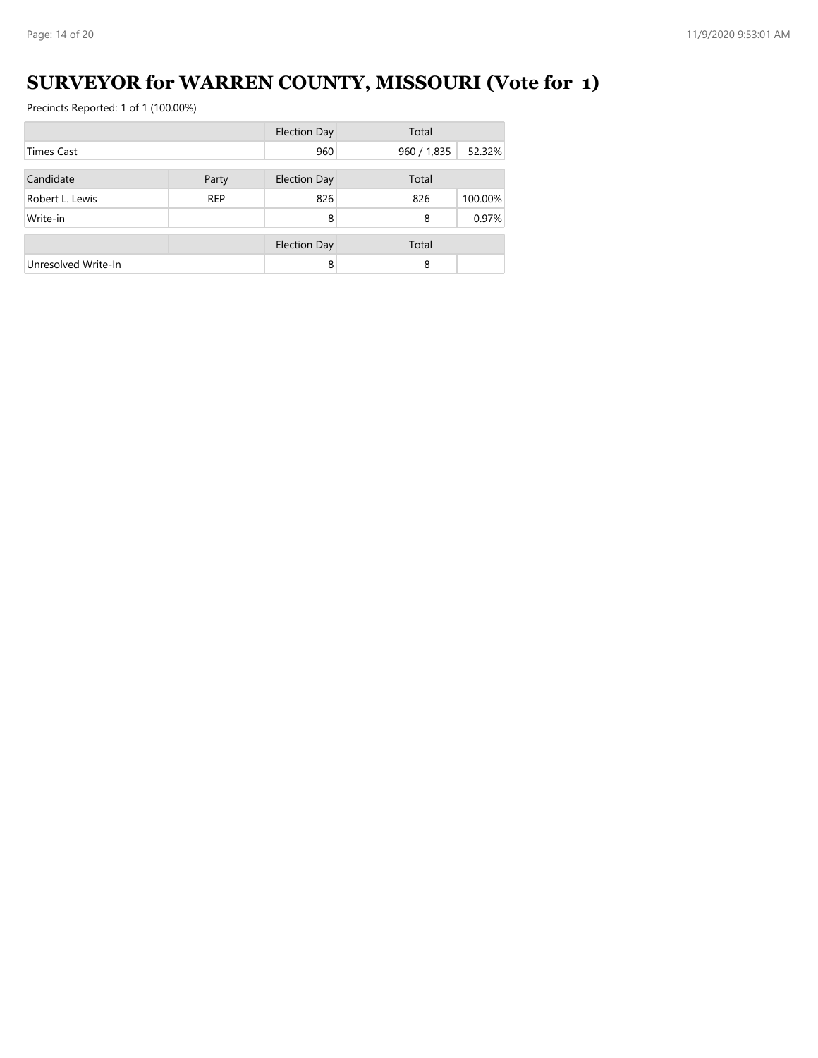# SURVEYOR for WARREN COUNTY, MISSOURI (Vote for 1)

Precincts Reported: 1 of 1 (100.00%)

| | | Election Day | Total | |
|---|---|---|---|---|
| Times Cast | | 960 | 960 / 1,835 | 52.32% |

| Candidate | Party | Election Day | Total | |
|---|---|---|---|---|
| Robert L. Lewis | REP | 826 | 826 | 100.00% |
| Write-in | | 8 | 8 | 0.97% |

| | | Election Day | Total | |
|---|---|---|---|---|
| Unresolved Write-In | | 8 | 8 | |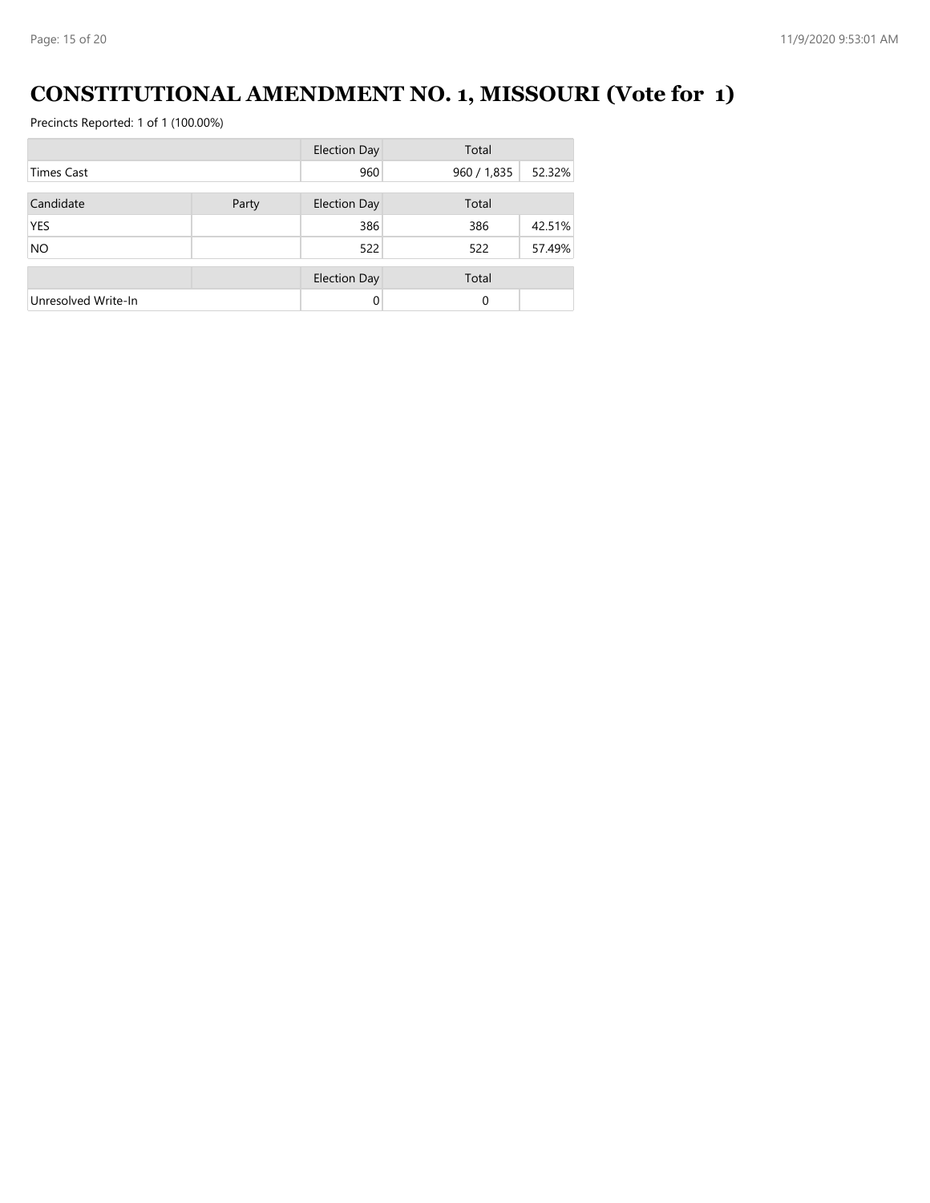# CONSTITUTIONAL AMENDMENT NO. 1, MISSOURI (Vote for 1)

Precincts Reported: 1 of 1 (100.00%)

| | | Election Day | Total | |
|---|---|---|---|---|
| Times Cast | | 960 | 960 / 1,835 | 52.32% |

| Candidate | Party | Election Day | Total | |
|---|---|---|---|---|
| YES | | 386 | 386 | 42.51% |
| NO | | 522 | 522 | 57.49% |

| | | Election Day | Total | |
|---|---|---|---|---|
| Unresolved Write-In | | 0 | 0 | |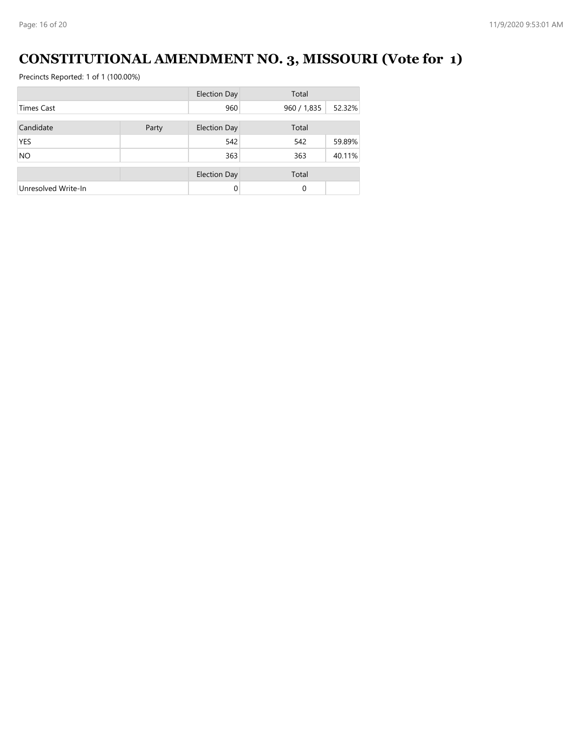# CONSTITUTIONAL AMENDMENT NO. 3, MISSOURI (Vote for 1)

Precincts Reported: 1 of 1 (100.00%)

| | | Election Day | Total | |
|---|---|---|---|---|
| Times Cast | | 960 | 960 / 1,835 | 52.32% |
| **Candidate** | **Party** | **Election Day** | **Total** | |
| YES | | 542 | 542 | 59.89% |
| NO | | 363 | 363 | 40.11% |
| | | **Election Day** | **Total** | |
| Unresolved Write-In | | 0 | 0 | |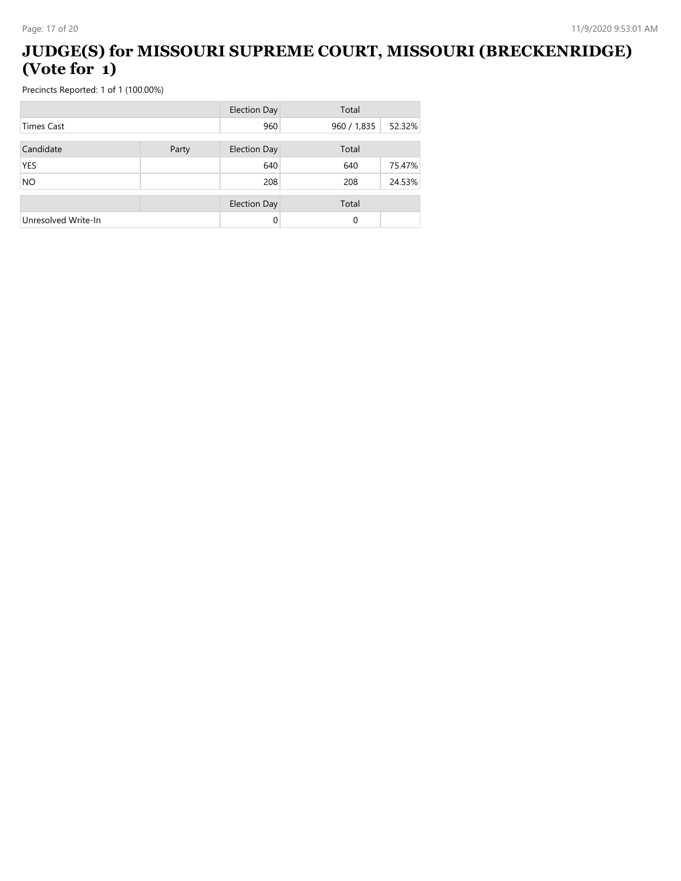# JUDGE(S) for MISSOURI SUPREME COURT, MISSOURI (BRECKENRIDGE) (Vote for 1)

Precincts Reported: 1 of 1 (100.00%)

| | | Election Day | Total | |
|---|---|---|---|---|
| Times Cast | | 960 | 960 / 1,835 | 52.32% |

| Candidate | Party | Election Day | Total | |
|---|---|---|---|---|
| YES | | 640 | 640 | 75.47% |
| NO | | 208 | 208 | 24.53% |

| | | Election Day | Total | |
|---|---|---|---|---|
| Unresolved Write-In | | 0 | 0 | |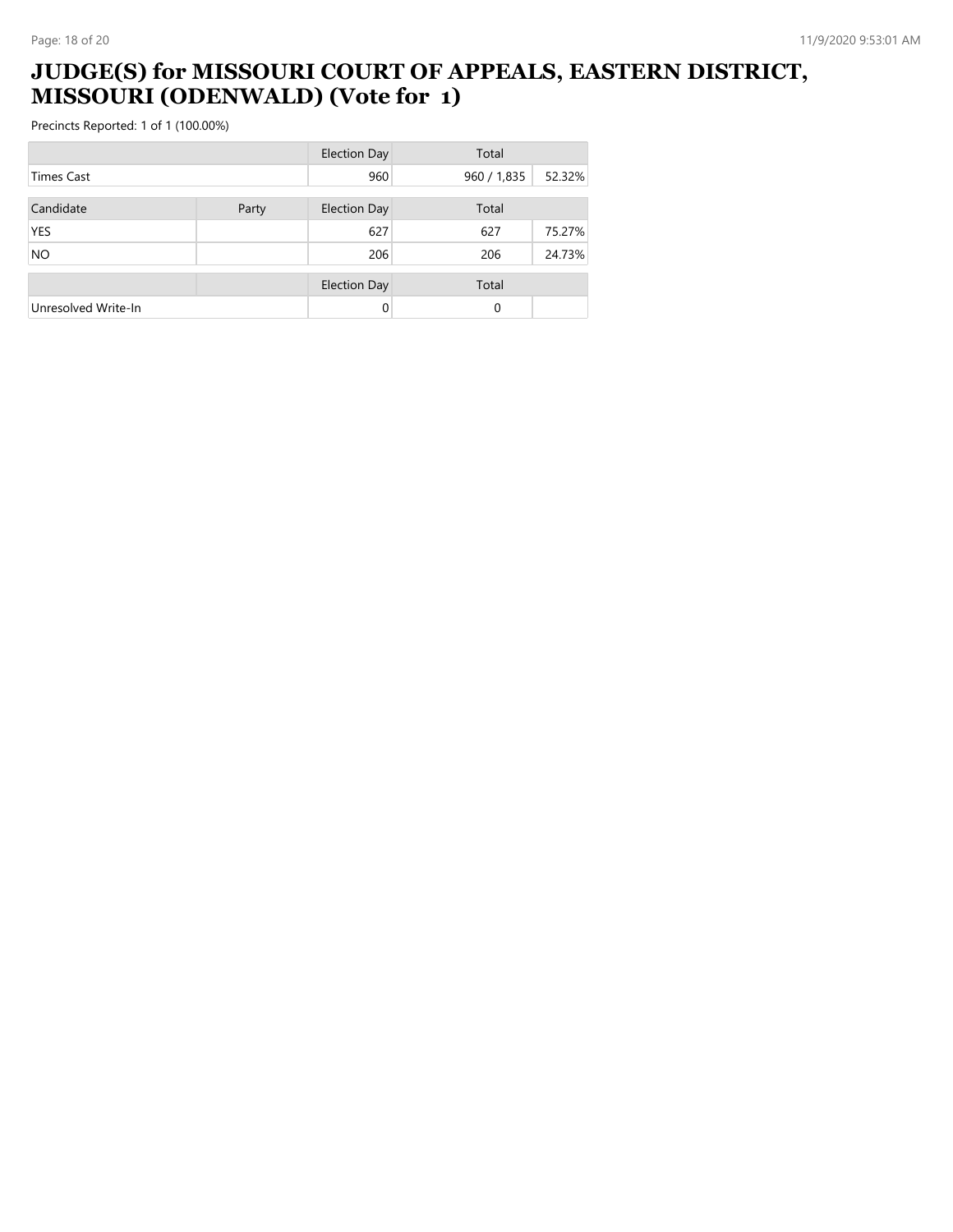# JUDGE(S) for MISSOURI COURT OF APPEALS, EASTERN DISTRICT, MISSOURI (ODENWALD) (Vote for 1)

Precincts Reported: 1 of 1 (100.00%)

| | | Election Day | Total | |
|---|---|---|---|---|
| Times Cast | | 960 | 960 / 1,835 | 52.32% |

| Candidate | Party | Election Day | Total | |
|---|---|---|---|---|
| YES | | 627 | 627 | 75.27% |
| NO | | 206 | 206 | 24.73% |

| | | Election Day | Total | |
|---|---|---|---|---|
| Unresolved Write-In | | 0 | 0 | |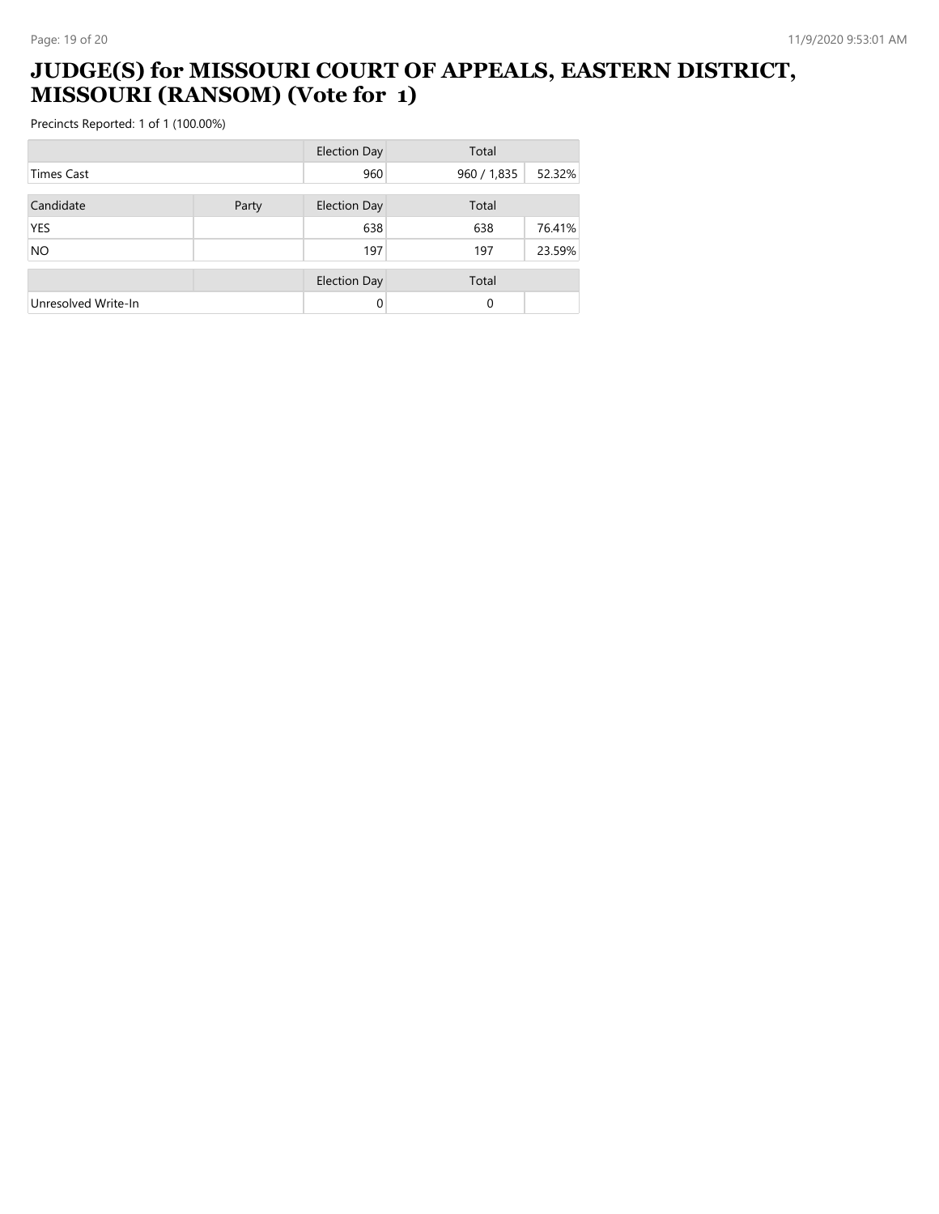# JUDGE(S) for MISSOURI COURT OF APPEALS, EASTERN DISTRICT, MISSOURI (RANSOM) (Vote for 1)

Precincts Reported: 1 of 1 (100.00%)

| | | Election Day | Total | |
|---|---|---|---|---|
| Times Cast | | 960 | 960 / 1,835 | 52.32% |

| Candidate | Party | Election Day | Total | |
|---|---|---|---|---|
| YES | | 638 | 638 | 76.41% |
| NO | | 197 | 197 | 23.59% |

| | | Election Day | Total | |
|---|---|---|---|---|
| Unresolved Write-In | | 0 | 0 | |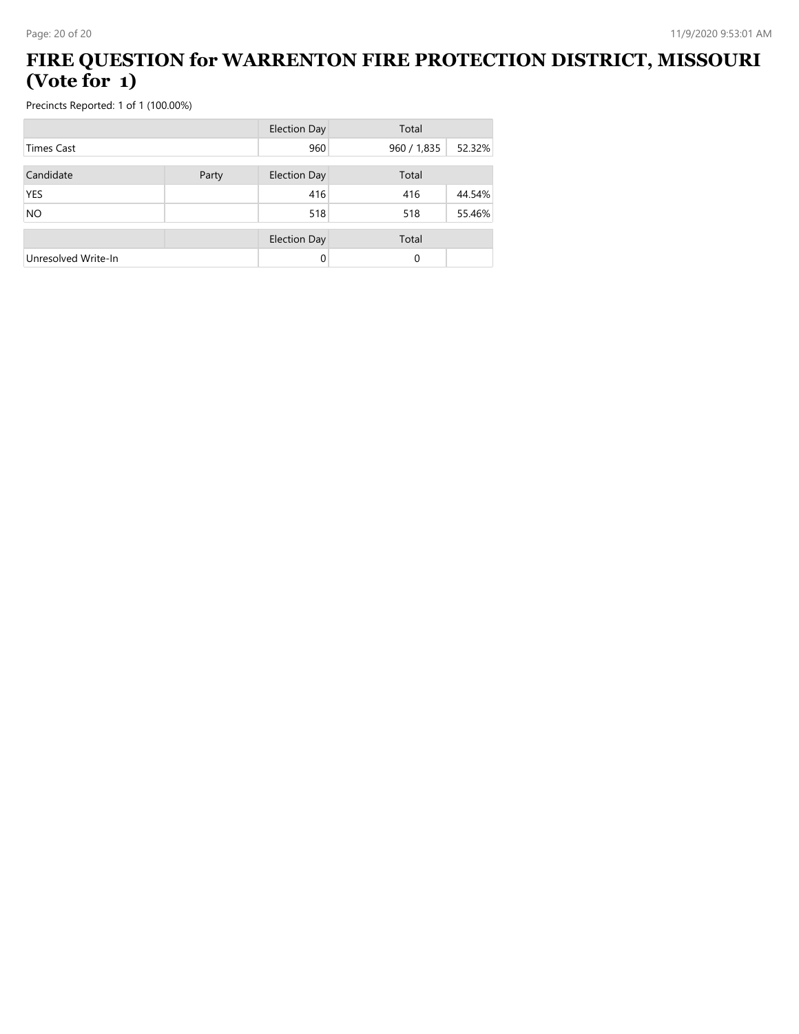# FIRE QUESTION for WARRENTON FIRE PROTECTION DISTRICT, MISSOURI (Vote for 1)

Precincts Reported: 1 of 1 (100.00%)

| | | Election Day | Total | |
|---|---|---|---|---|
| Times Cast | | 960 | 960 / 1,835 | 52.32% |
| **Candidate** | **Party** | **Election Day** | **Total** | |
| YES | | 416 | 416 | 44.54% |
| NO | | 518 | 518 | 55.46% |
| | | **Election Day** | **Total** | |
| Unresolved Write-In | | 0 | 0 | |